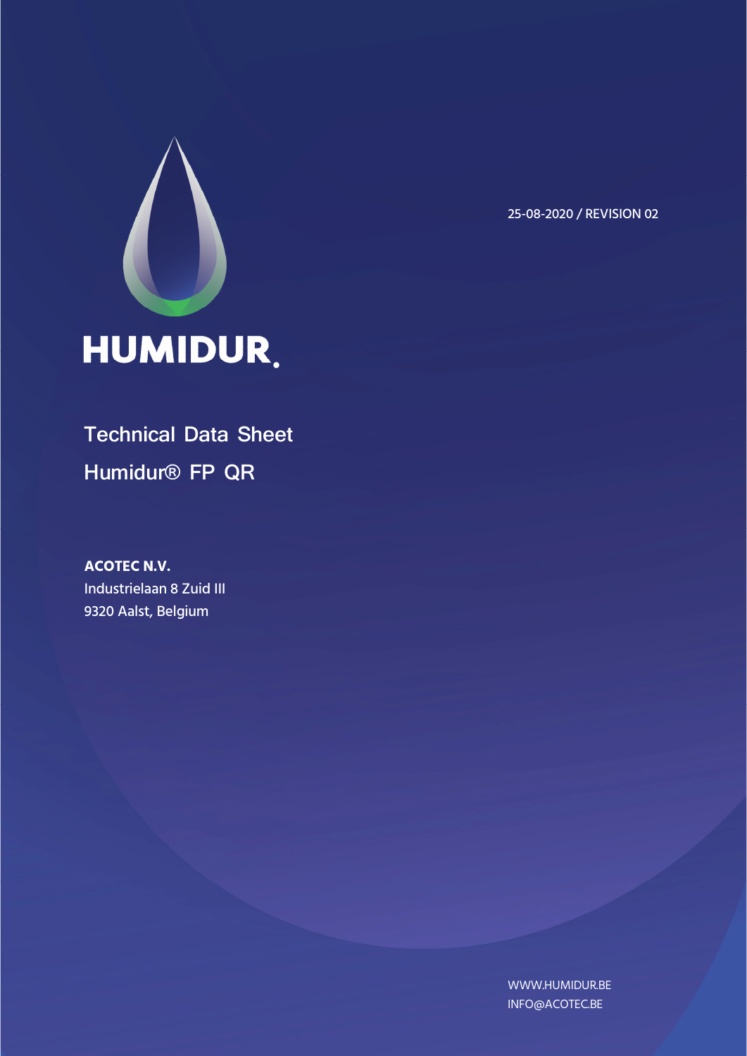25-08-2020 / REVISION 02

HUMIDUR.

# Technical Data Sheet

## Humidur® FP QR

**ACOTEC N.V.**
Industrielaan 8 Zuid III
9320 Aalst, Belgium

WWW.HUMIDUR.BE
INFO@ACOTEC.BE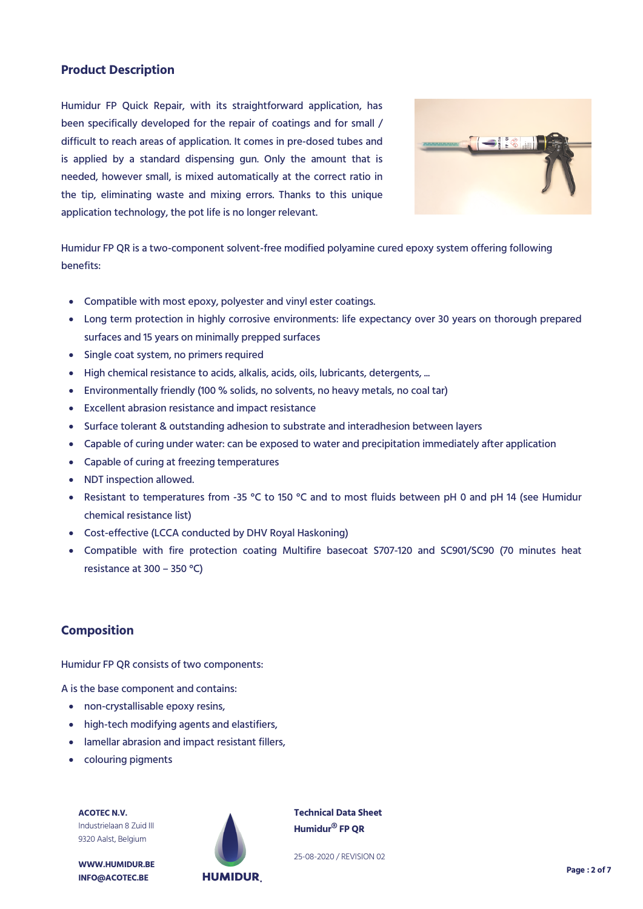## Product Description

Humidur FP Quick Repair, with its straightforward application, has been specifically developed for the repair of coatings and for small / difficult to reach areas of application. It comes in pre-dosed tubes and is applied by a standard dispensing gun. Only the amount that is needed, however small, is mixed automatically at the correct ratio in the tip, eliminating waste and mixing errors. Thanks to this unique application technology, the pot life is no longer relevant.

Humidur FP QR is a two-component solvent-free modified polyamine cured epoxy system offering following benefits:

- Compatible with most epoxy, polyester and vinyl ester coatings.
- Long term protection in highly corrosive environments: life expectancy over 30 years on thorough prepared surfaces and 15 years on minimally prepped surfaces
- Single coat system, no primers required
- High chemical resistance to acids, alkalis, acids, oils, lubricants, detergents, ...
- Environmentally friendly (100 % solids, no solvents, no heavy metals, no coal tar)
- Excellent abrasion resistance and impact resistance
- Surface tolerant & outstanding adhesion to substrate and interadhesion between layers
- Capable of curing under water: can be exposed to water and precipitation immediately after application
- Capable of curing at freezing temperatures
- NDT inspection allowed.
- Resistant to temperatures from -35 °C to 150 °C and to most fluids between pH 0 and pH 14 (see Humidur chemical resistance list)
- Cost-effective (LCCA conducted by DHV Royal Haskoning)
- Compatible with fire protection coating Multifire basecoat S707-120 and SC901/SC90 (70 minutes heat resistance at 300 – 350 °C)

## Composition

Humidur FP QR consists of two components:

A is the base component and contains:

- non-crystallisable epoxy resins,
- high-tech modifying agents and elastifiers,
- lamellar abrasion and impact resistant fillers,
- colouring pigments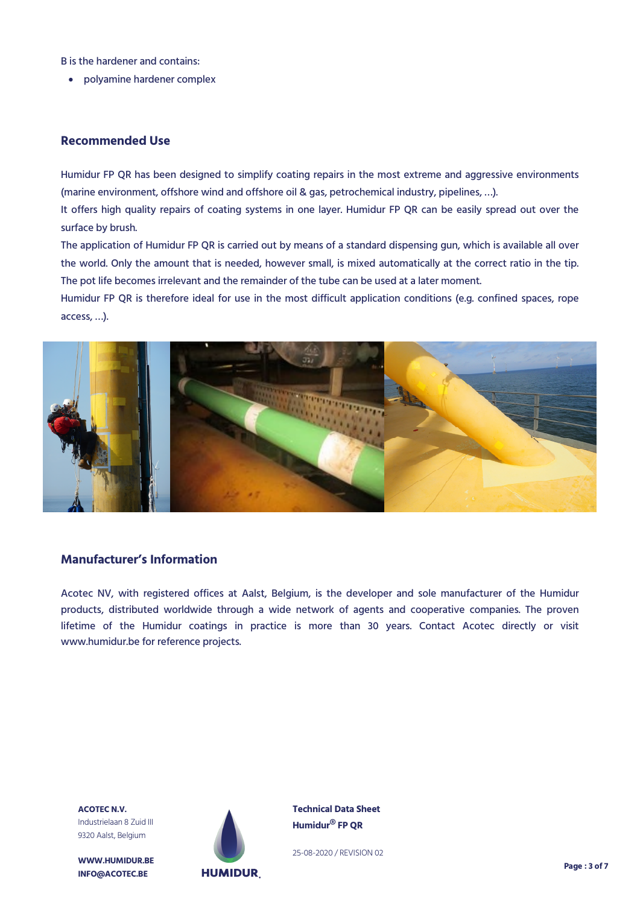B is the hardener and contains:

- polyamine hardener complex

## Recommended Use

Humidur FP QR has been designed to simplify coating repairs in the most extreme and aggressive environments (marine environment, offshore wind and offshore oil & gas, petrochemical industry, pipelines, …).

It offers high quality repairs of coating systems in one layer. Humidur FP QR can be easily spread out over the surface by brush.

The application of Humidur FP QR is carried out by means of a standard dispensing gun, which is available all over the world. Only the amount that is needed, however small, is mixed automatically at the correct ratio in the tip. The pot life becomes irrelevant and the remainder of the tube can be used at a later moment.

Humidur FP QR is therefore ideal for use in the most difficult application conditions (e.g. confined spaces, rope access, …).

## Manufacturer's Information

Acotec NV, with registered offices at Aalst, Belgium, is the developer and sole manufacturer of the Humidur products, distributed worldwide through a wide network of agents and cooperative companies. The proven lifetime of the Humidur coatings in practice is more than 30 years. Contact Acotec directly or visit www.humidur.be for reference projects.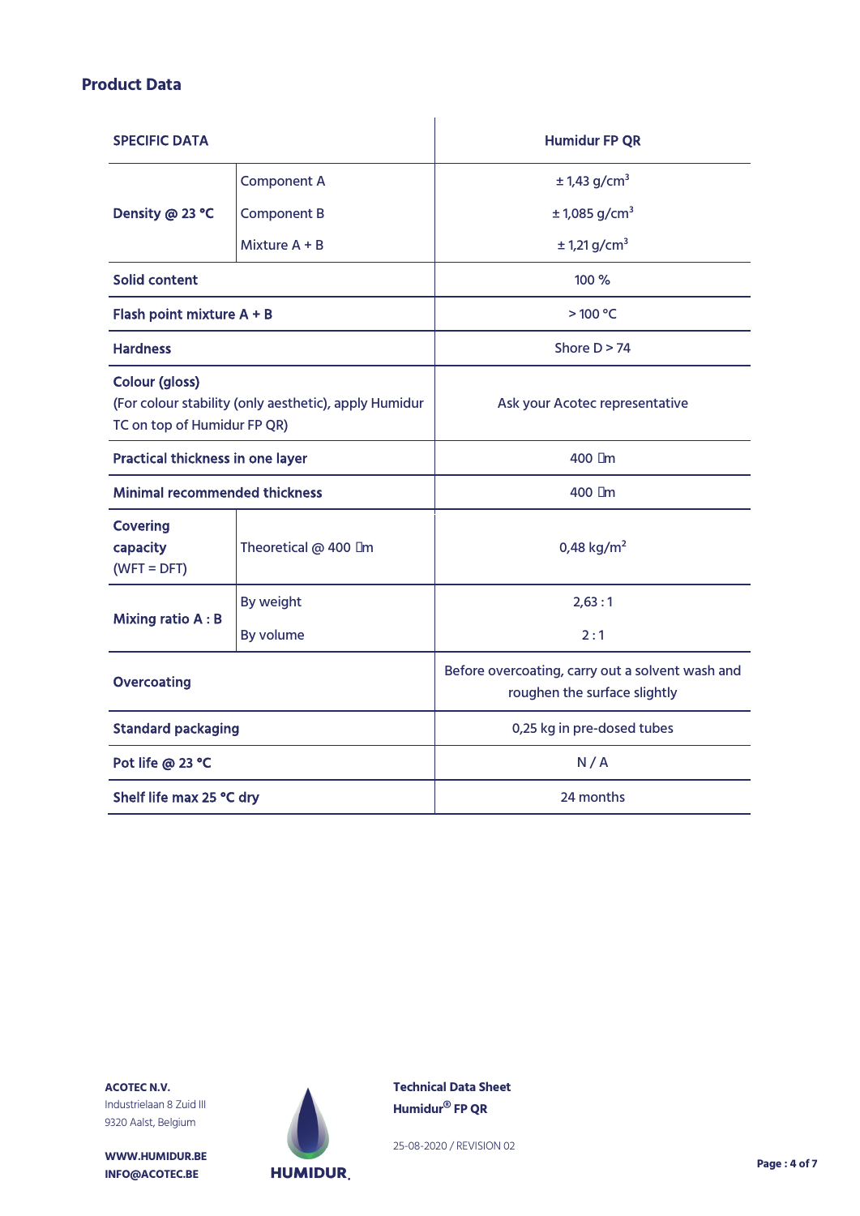## Product Data

| SPECIFIC DATA | | Humidur FP QR |
|---|---|---|
| **Density @ 23 °C** | Component A | ± 1,43 g/cm³ |
| | Component B | ± 1,085 g/cm³ |
| | Mixture A + B | ± 1,21 g/cm³ |
| **Solid content** | | 100 % |
| **Flash point mixture A + B** | | > 100 °C |
| **Hardness** | | Shore D > 74 |
| **Colour (gloss)** (For colour stability (only aesthetic), apply Humidur TC on top of Humidur FP QR) | | Ask your Acotec representative |
| **Practical thickness in one layer** | | 400 µm |
| **Minimal recommended thickness** | | 400 µm |
| **Covering capacity** (WFT = DFT) | Theoretical @ 400 µm | 0,48 kg/m² |
| **Mixing ratio A : B** | By weight | 2,63 : 1 |
| | By volume | 2 : 1 |
| **Overcoating** | | Before overcoating, carry out a solvent wash and roughen the surface slightly |
| **Standard packaging** | | 0,25 kg in pre-dosed tubes |
| **Pot life @ 23 °C** | | N / A |
| **Shelf life max 25 °C dry** | | 24 months |

**ACOTEC N.V.**
Industrielaan 8 Zuid III
9320 Aalst, Belgium

**WWW.HUMIDUR.BE**
**INFO@ACOTEC.BE**

**Technical Data Sheet**
**Humidur® FP QR**

25-08-2020 / REVISION 02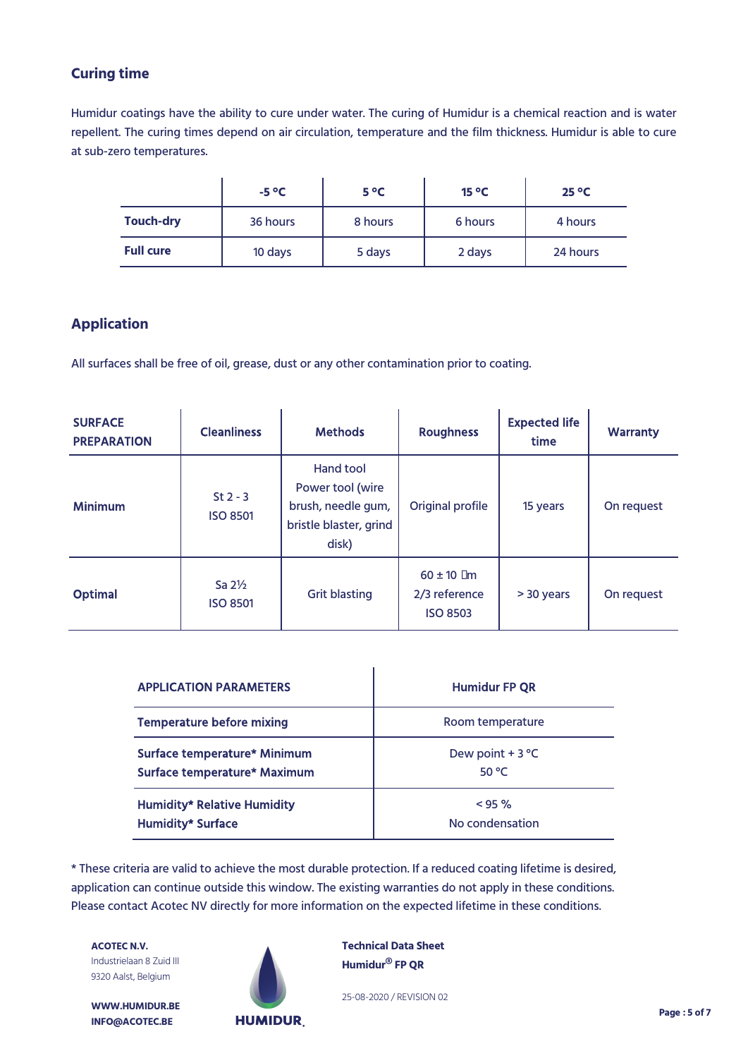## Curing time

Humidur coatings have the ability to cure under water. The curing of Humidur is a chemical reaction and is water repellent. The curing times depend on air circulation, temperature and the film thickness. Humidur is able to cure at sub-zero temperatures.

| | -5 °C | 5 °C | 15 °C | 25 °C |
|---|---|---|---|---|
| **Touch-dry** | 36 hours | 8 hours | 6 hours | 4 hours |
| **Full cure** | 10 days | 5 days | 2 days | 24 hours |

## Application

All surfaces shall be free of oil, grease, dust or any other contamination prior to coating.

| SURFACE PREPARATION | Cleanliness | Methods | Roughness | Expected life time | Warranty |
|---|---|---|---|---|---|
| **Minimum** | St 2 - 3 ISO 8501 | Hand tool Power tool (wire brush, needle gum, bristle blaster, grind disk) | Original profile | 15 years | On request |
| **Optimal** | Sa 2½ ISO 8501 | Grit blasting | 60 ± 10 µm 2/3 reference ISO 8503 | > 30 years | On request |

| APPLICATION PARAMETERS | Humidur FP QR |
|---|---|
| **Temperature before mixing** | Room temperature |
| **Surface temperature* Minimum**<br>**Surface temperature* Maximum** | Dew point + 3 °C<br>50 °C |
| **Humidity* Relative Humidity**<br>**Humidity* Surface** | < 95 %<br>No condensation |

* These criteria are valid to achieve the most durable protection. If a reduced coating lifetime is desired, application can continue outside this window. The existing warranties do not apply in these conditions. Please contact Acotec NV directly for more information on the expected lifetime in these conditions.

**ACOTEC N.V.**
Industrielaan 8 Zuid III
9320 Aalst, Belgium

**WWW.HUMIDUR.BE**
**INFO@ACOTEC.BE**

HUMIDUR.

**Technical Data Sheet**
**Humidur® FP QR**

25-08-2020 / REVISION 02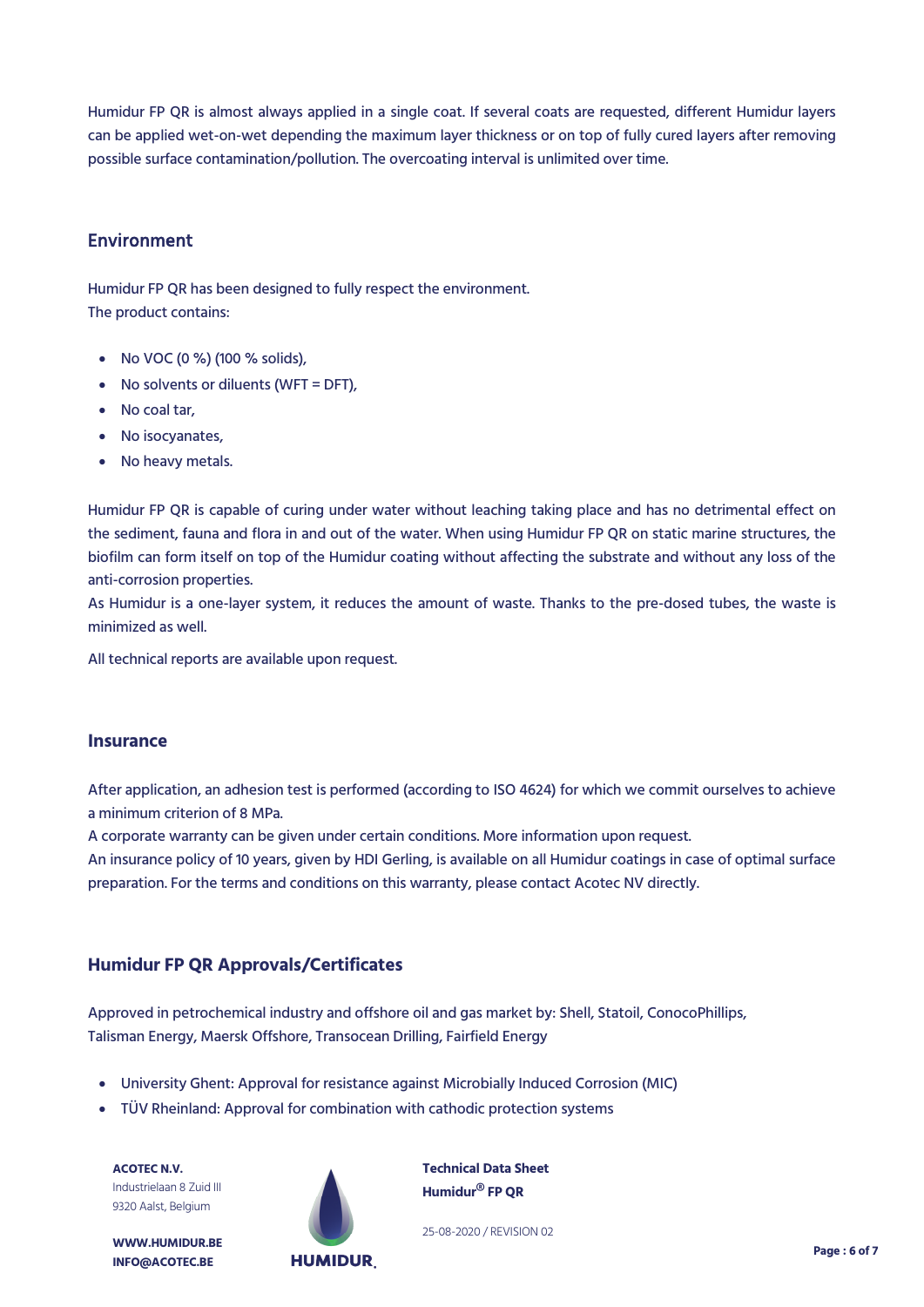Humidur FP QR is almost always applied in a single coat. If several coats are requested, different Humidur layers can be applied wet-on-wet depending the maximum layer thickness or on top of fully cured layers after removing possible surface contamination/pollution. The overcoating interval is unlimited over time.

## Environment

Humidur FP QR has been designed to fully respect the environment.
The product contains:

- No VOC (0 %) (100 % solids),
- No solvents or diluents (WFT = DFT),
- No coal tar,
- No isocyanates,
- No heavy metals.

Humidur FP QR is capable of curing under water without leaching taking place and has no detrimental effect on the sediment, fauna and flora in and out of the water. When using Humidur FP QR on static marine structures, the biofilm can form itself on top of the Humidur coating without affecting the substrate and without any loss of the anti-corrosion properties.
As Humidur is a one-layer system, it reduces the amount of waste. Thanks to the pre-dosed tubes, the waste is minimized as well.

All technical reports are available upon request.

## Insurance

After application, an adhesion test is performed (according to ISO 4624) for which we commit ourselves to achieve a minimum criterion of 8 MPa.
A corporate warranty can be given under certain conditions. More information upon request.
An insurance policy of 10 years, given by HDI Gerling, is available on all Humidur coatings in case of optimal surface preparation. For the terms and conditions on this warranty, please contact Acotec NV directly.

## Humidur FP QR Approvals/Certificates

Approved in petrochemical industry and offshore oil and gas market by: Shell, Statoil, ConocoPhillips, Talisman Energy, Maersk Offshore, Transocean Drilling, Fairfield Energy

- University Ghent: Approval for resistance against Microbially Induced Corrosion (MIC)
- TÜV Rheinland: Approval for combination with cathodic protection systems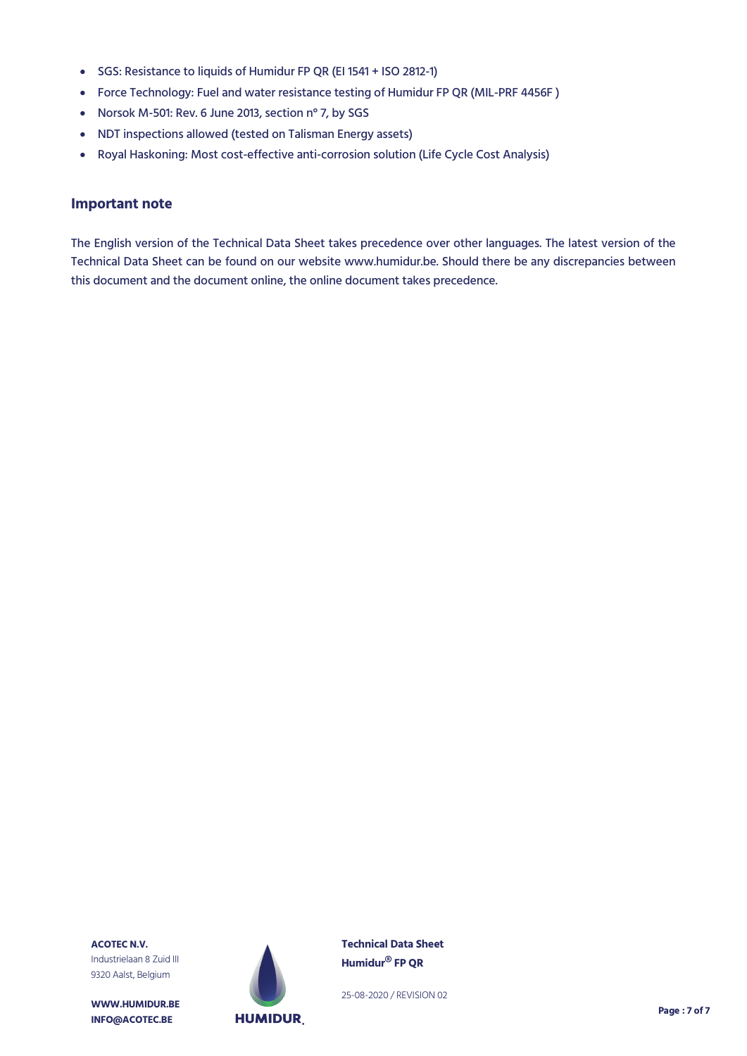- SGS: Resistance to liquids of Humidur FP QR (EI 1541 + ISO 2812-1)
- Force Technology: Fuel and water resistance testing of Humidur FP QR (MIL-PRF 4456F )
- Norsok M-501: Rev. 6 June 2013, section n° 7, by SGS
- NDT inspections allowed (tested on Talisman Energy assets)
- Royal Haskoning: Most cost-effective anti-corrosion solution (Life Cycle Cost Analysis)

## Important note

The English version of the Technical Data Sheet takes precedence over other languages. The latest version of the Technical Data Sheet can be found on our website www.humidur.be. Should there be any discrepancies between this document and the document online, the online document takes precedence.